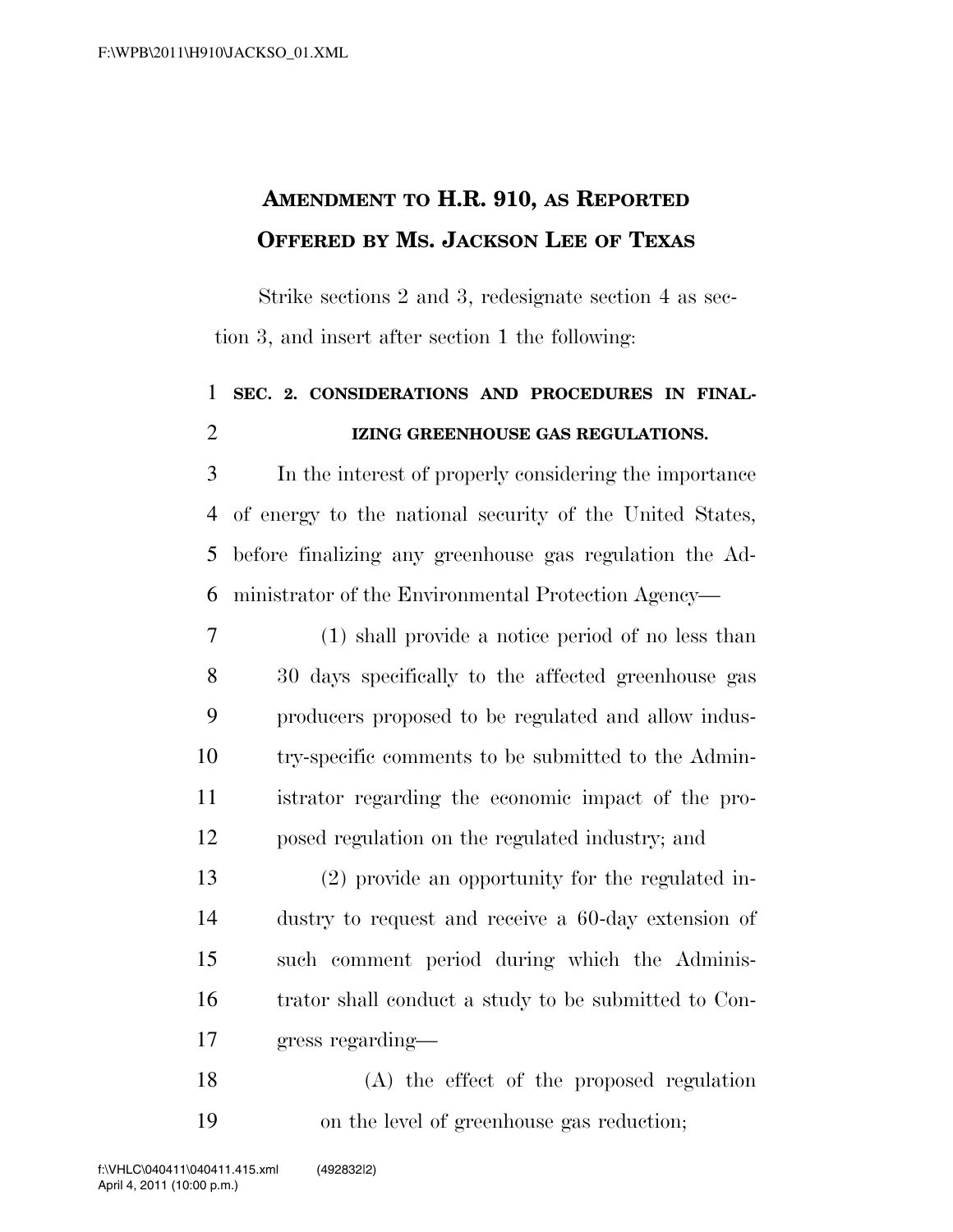# AMENDMENT TO H.R. 910, AS REPORTED OFFERED BY MS. JACKSON LEE OF TEXAS

Strike sections 2 and 3, redesignate section 4 as section 3, and insert after section 1 the following:

**SEC. 2. CONSIDERATIONS AND PROCEDURES IN FINALIZING GREENHOUSE GAS REGULATIONS.**

In the interest of properly considering the importance of energy to the national security of the United States, before finalizing any greenhouse gas regulation the Administrator of the Environmental Protection Agency—

(1) shall provide a notice period of no less than 30 days specifically to the affected greenhouse gas producers proposed to be regulated and allow industry-specific comments to be submitted to the Administrator regarding the economic impact of the proposed regulation on the regulated industry; and

(2) provide an opportunity for the regulated industry to request and receive a 60-day extension of such comment period during which the Administrator shall conduct a study to be submitted to Congress regarding—

(A) the effect of the proposed regulation on the level of greenhouse gas reduction;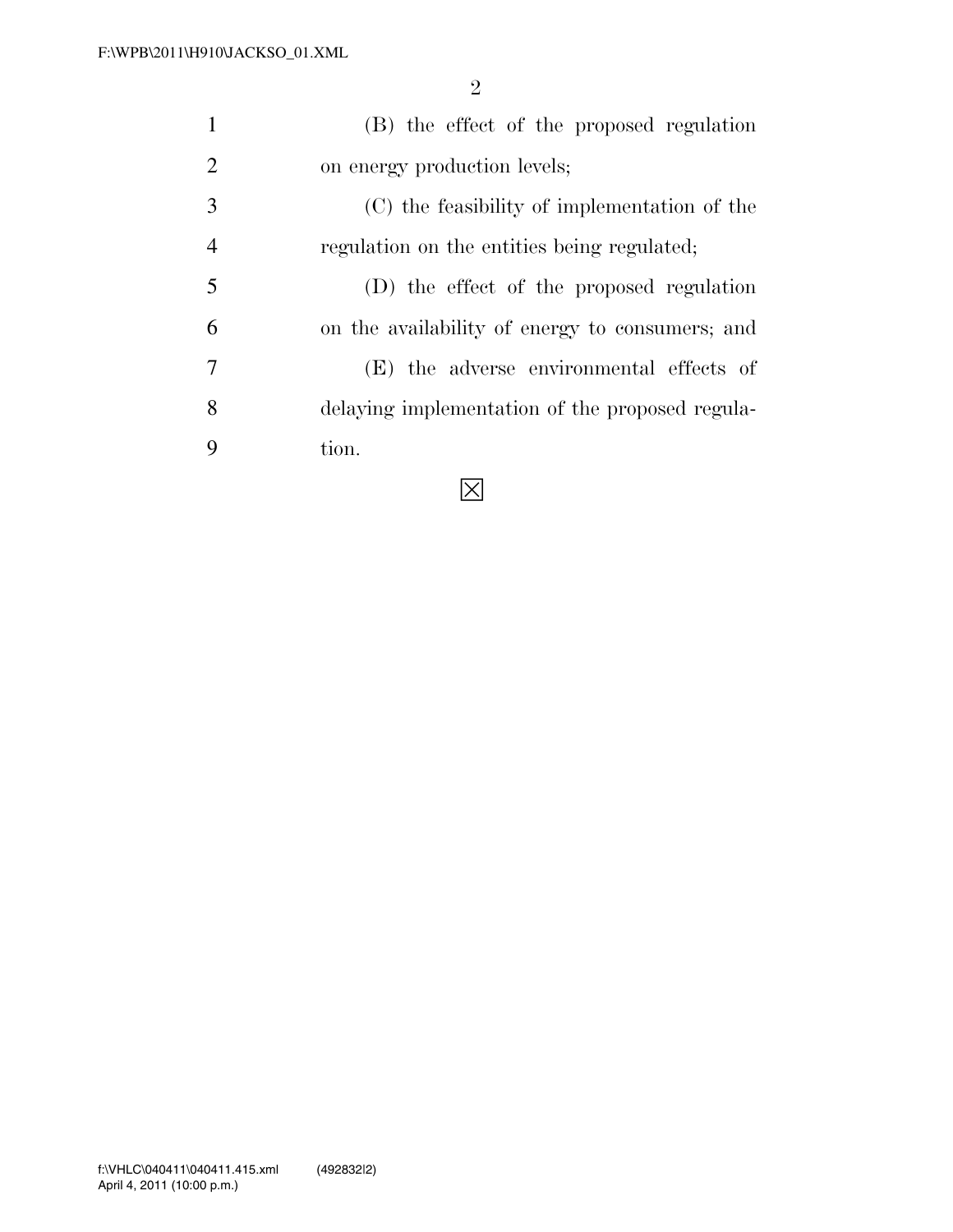(B) the effect of the proposed regulation on energy production levels;

(C) the feasibility of implementation of the regulation on the entities being regulated;

(D) the effect of the proposed regulation on the availability of energy to consumers; and

(E) the adverse environmental effects of delaying implementation of the proposed regulation.